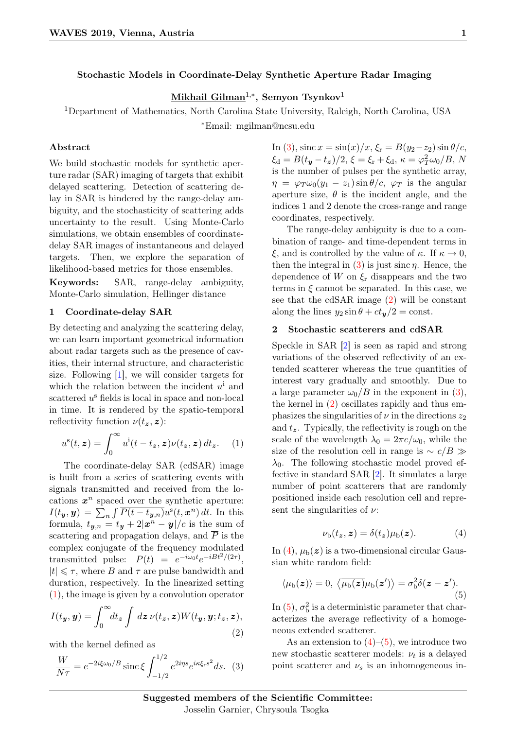# Stochastic Models in Coordinate-Delay Synthetic Aperture Radar Imaging

Mikhail Gilman[1,*], Semyon Tsynkov[1]

[1]Department of Mathematics, North Carolina State University, Raleigh, North Carolina, USA

[*]Email: mgilman@ncsu.edu

## Abstract

We build stochastic models for synthetic aperture radar (SAR) imaging of targets that exhibit delayed scattering. Detection of scattering delay in SAR is hindered by the range-delay ambiguity, and the stochasticity of scattering adds uncertainty to the result. Using Monte-Carlo simulations, we obtain ensembles of coordinate-delay SAR images of instantaneous and delayed targets. Then, we explore the separation of likelihood-based metrics for those ensembles.

**Keywords:** SAR, range-delay ambiguity, Monte-Carlo simulation, Hellinger distance

## 1 Coordinate-delay SAR

By detecting and analyzing the scattering delay, we can learn important geometrical information about radar targets such as the presence of cavities, their internal structure, and characteristic size. Following [1], we will consider targets for which the relation between the incident $u^{\mathrm{i}}$ and scattered $u^{\mathrm{s}}$ fields is local in space and non-local in time. It is rendered by the spatio-temporal reflectivity function $\nu(t_{\boldsymbol{z}}, \boldsymbol{z})$:

$$u^{\mathrm{s}}(t, \boldsymbol{z}) = \int_0^\infty u^{\mathrm{i}}(t - t_{\boldsymbol{z}}, \boldsymbol{z})\nu(t_{\boldsymbol{z}}, \boldsymbol{z})\, dt_{\boldsymbol{z}}. \quad (1)$$

The coordinate-delay SAR (cdSAR) image is built from a series of scattering events with signals transmitted and received from the locations $\boldsymbol{x}^n$ spaced over the synthetic aperture: $I(t_{\boldsymbol{y}}, \boldsymbol{y}) = \sum_n \int \overline{P(t - t_{\boldsymbol{y},n})} u^{\mathrm{s}}(t, \boldsymbol{x}^n)\, dt$. In this formula, $t_{\boldsymbol{y},n} = t_{\boldsymbol{y}} + 2|\boldsymbol{x}^n - \boldsymbol{y}|/c$ is the sum of scattering and propagation delays, and $\overline{P}$ is the complex conjugate of the frequency modulated transmitted pulse: $P(t) = e^{-i\omega_0 t} e^{-iBt^2/(2\tau)}$, $|t| \leqslant \tau$, where $B$ and $\tau$ are pulse bandwidth and duration, respectively. In the linearized setting (1), the image is given by a convolution operator

$$I(t_{\boldsymbol{y}}, \boldsymbol{y}) = \int_0^\infty dt_{\boldsymbol{z}} \int d\boldsymbol{z}\, \nu(t_{\boldsymbol{z}}, \boldsymbol{z}) W(t_{\boldsymbol{y}}, \boldsymbol{y}; t_{\boldsymbol{z}}, \boldsymbol{z}), \quad (2)$$

with the kernel defined as

$$\frac{W}{N\tau} = e^{-2i\xi\omega_0/B} \operatorname{sinc}\xi \int_{-1/2}^{1/2} e^{2i\eta s} e^{i\kappa\xi_{\mathrm{r}} s^2} ds. \quad (3)$$

In (3), $\operatorname{sinc} x = \sin(x)/x$, $\xi_{\mathrm{r}} = B(y_2 - z_2)\sin\theta/c$, $\xi_{\mathrm{d}} = B(t_{\boldsymbol{y}} - t_{\boldsymbol{z}})/2$, $\xi = \xi_{\mathrm{r}} + \xi_{\mathrm{d}}$, $\kappa = \varphi_T^2\omega_0/B$, $N$ is the number of pulses per the synthetic array, $\eta = \varphi_T\omega_0(y_1 - z_1)\sin\theta/c$, $\varphi_T$ is the angular aperture size, $\theta$ is the incident angle, and the indices 1 and 2 denote the cross-range and range coordinates, respectively.

The range-delay ambiguity is due to a combination of range- and time-dependent terms in $\xi$, and is controlled by the value of $\kappa$. If $\kappa \to 0$, then the integral in (3) is just $\operatorname{sinc}\eta$. Hence, the dependence of $W$ on $\xi_{\mathrm{r}}$ disappears and the two terms in $\xi$ cannot be separated. In this case, we see that the cdSAR image (2) will be constant along the lines $y_2\sin\theta + ct_{\boldsymbol{y}}/2 = \mathrm{const}$.

## 2 Stochastic scatterers and cdSAR

Speckle in SAR [2] is seen as rapid and strong variations of the observed reflectivity of an extended scatterer whereas the true quantities of interest vary gradually and smoothly. Due to a large parameter $\omega_0/B$ in the exponent in (3), the kernel in (2) oscillates rapidly and thus emphasizes the singularities of $\nu$ in the directions $z_2$ and $t_{\boldsymbol{z}}$. Typically, the reflectivity is rough on the scale of the wavelength $\lambda_0 = 2\pi c/\omega_0$, while the size of the resolution cell in range is $\sim c/B \gg \lambda_0$. The following stochastic model proved effective in standard SAR [2]. It simulates a large number of point scatterers that are randomly positioned inside each resolution cell and represent the singularities of $\nu$:

$$\nu_{\mathrm{b}}(t_{\boldsymbol{z}}, \boldsymbol{z}) = \delta(t_{\boldsymbol{z}})\mu_{\mathrm{b}}(\boldsymbol{z}). \quad (4)$$

In (4), $\mu_{\mathrm{b}}(\boldsymbol{z})$ is a two-dimensional circular Gaussian white random field:

$$\langle\mu_{\mathrm{b}}(\boldsymbol{z})\rangle = 0,\ \langle\overline{\mu_{\mathrm{b}}(\boldsymbol{z})}\mu_{\mathrm{b}}(\boldsymbol{z}')\rangle = \sigma_{\mathrm{b}}^2\delta(\boldsymbol{z} - \boldsymbol{z}'). \quad (5)$$

In (5), $\sigma_{\mathrm{b}}^2$ is a deterministic parameter that characterizes the average reflectivity of a homogeneous extended scatterer.

As an extension to (4)–(5), we introduce two new stochastic scatterer models: $\nu_t$ is a delayed point scatterer and $\nu_s$ is an inhomogeneous in-

**Suggested members of the Scientific Committee:**
Josselin Garnier, Chrysoula Tsogka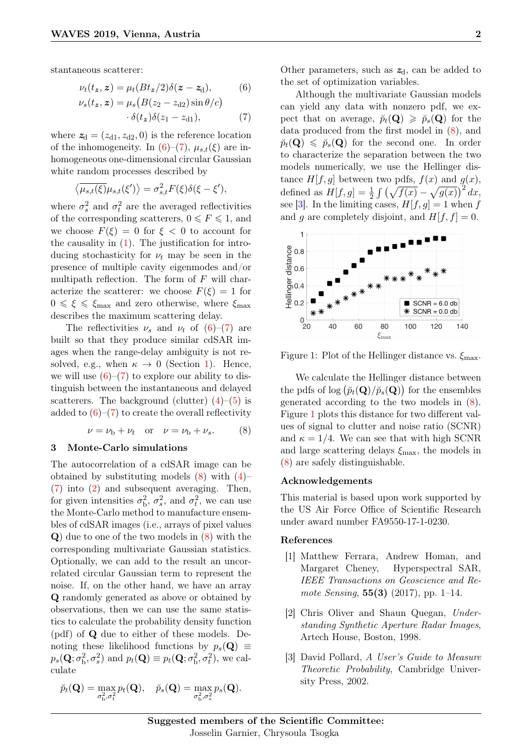stantaneous scatterer:

$$\nu_t(t_z, \boldsymbol{z}) = \mu_t(Bt_z/2)\delta(\boldsymbol{z} - \boldsymbol{z}_\mathrm{d}), \qquad (6)$$

$$\nu_s(t_z, \boldsymbol{z}) = \mu_s\big(B(z_2 - z_{\mathrm{d}2})\sin\theta/c\big) \cdot \delta(t_z)\delta(z_1 - z_{\mathrm{d}1}), \qquad (7)$$

where $\boldsymbol{z}_\mathrm{d} = (z_{\mathrm{d}1}, z_{\mathrm{d}2}, 0)$ is the reference location of the inhomogeneity. In (6)–(7), $\mu_{s,t}(\xi)$ are inhomogeneous one-dimensional circular Gaussian white random processes described by

$$\langle \overline{\mu_{s,t}(\xi)}\mu_{s,t}(\xi')\rangle = \sigma_{s,t}^2 F(\xi)\delta(\xi - \xi'),$$

where $\sigma_s^2$ and $\sigma_t^2$ are the averaged reflectivities of the corresponding scatterers, $0 \leqslant F \leqslant 1$, and we choose $F(\xi) = 0$ for $\xi < 0$ to account for the causality in (1). The justification for introducing stochasticity for $\nu_t$ may be seen in the presence of multiple cavity eigenmodes and/or multipath reflection. The form of $F$ will characterize the scatterer: we choose $F(\xi) = 1$ for $0 \leqslant \xi \leqslant \xi_{\max}$ and zero otherwise, where $\xi_{\max}$ describes the maximum scattering delay.

The reflectivities $\nu_s$ and $\nu_t$ of (6)–(7) are built so that they produce similar cdSAR images when the range-delay ambiguity is not resolved, e.g., when $\kappa \to 0$ (Section 1). Hence, we will use (6)–(7) to explore our ability to distinguish between the instantaneous and delayed scatterers. The background (clutter) (4)–(5) is added to (6)–(7) to create the overall reflectivity

$$\nu = \nu_\mathrm{b} + \nu_t \quad \text{or} \quad \nu = \nu_\mathrm{b} + \nu_s. \qquad (8)$$

## 3 Monte-Carlo simulations

The autocorrelation of a cdSAR image can be obtained by substituting models (8) with (4)–(7) into (2) and subsequent averaging. Then, for given intensities $\sigma_\mathrm{b}^2$, $\sigma_s^2$, and $\sigma_t^2$, we can use the Monte-Carlo method to manufacture ensembles of cdSAR images (i.e., arrays of pixel values $\mathbf{Q}$) due to one of the two models in (8) with the corresponding multivariate Gaussian statistics. Optionally, we can add to the result an uncorrelated circular Gaussian term to represent the noise. If, on the other hand, we have an array $\mathbf{Q}$ randomly generated as above or obtained by observations, then we can use the same statistics to calculate the probability density function (pdf) of $\mathbf{Q}$ due to either of these models. Denoting these likelihood functions by $p_s(\mathbf{Q}) \equiv p_s(\mathbf{Q}; \sigma_\mathrm{b}^2, \sigma_s^2)$ and $p_t(\mathbf{Q}) \equiv p_t(\mathbf{Q}; \sigma_\mathrm{b}^2, \sigma_t^2)$, we calculate

$$\breve{p}_t(\mathbf{Q}) = \max_{\sigma_\mathrm{b}^2, \sigma_t^2} p_t(\mathbf{Q}), \quad \breve{p}_s(\mathbf{Q}) = \max_{\sigma_\mathrm{b}^2, \sigma_s^2} p_s(\mathbf{Q}).$$

Other parameters, such as $\boldsymbol{z}_\mathrm{d}$, can be added to the set of optimization variables.

Although the multivariate Gaussian models can yield any data with nonzero pdf, we expect that on average, $\breve{p}_t(\mathbf{Q}) \geqslant \breve{p}_s(\mathbf{Q})$ for the data produced from the first model in (8), and $\breve{p}_t(\mathbf{Q}) \leqslant \breve{p}_s(\mathbf{Q})$ for the second one. In order to characterize the separation between the two models numerically, we use the Hellinger distance $H[f, g]$ between two pdfs, $f(x)$ and $g(x)$, defined as $H[f, g] = \frac{1}{2}\int \big(\sqrt{f(x)} - \sqrt{g(x)}\big)^2 dx$, see [3]. In the limiting cases, $H[f, g] = 1$ when $f$ and $g$ are completely disjoint, and $H[f, f] = 0$.

Hellinger distance
1
0.8
0.6
0.4
0.2
0
20 40 60 80 100 120 140
$\xi_{\max}$
■ SCNR = 6.0 db
✱ SCNR = 0.0 db

Figure 1: Plot of the Hellinger distance vs. $\xi_{\max}$.

We calculate the Hellinger distance between the pdfs of $\log\big(\breve{p}_t(\mathbf{Q})/\breve{p}_s(\mathbf{Q})\big)$ for the ensembles generated according to the two models in (8). Figure 1 plots this distance for two different values of signal to clutter and noise ratio (SCNR) and $\kappa = 1/4$. We can see that with high SCNR and large scattering delays $\xi_{\max}$, the models in (8) are safely distinguishable.

### Acknowledgements

This material is based upon work supported by the US Air Force Office of Scientific Research under award number FA9550-17-1-0230.

### References

[1] Matthew Ferrara, Andrew Homan, and Margaret Cheney, Hyperspectral SAR, *IEEE Transactions on Geoscience and Remote Sensing*, **55(3)** (2017), pp. 1–14.

[2] Chris Oliver and Shaun Quegan, *Understanding Synthetic Aperture Radar Images*, Artech House, Boston, 1998.

[3] David Pollard, *A User's Guide to Measure Theoretic Probability*, Cambridge University Press, 2002.

**Suggested members of the Scientific Committee:**
Josselin Garnier, Chrysoula Tsogka